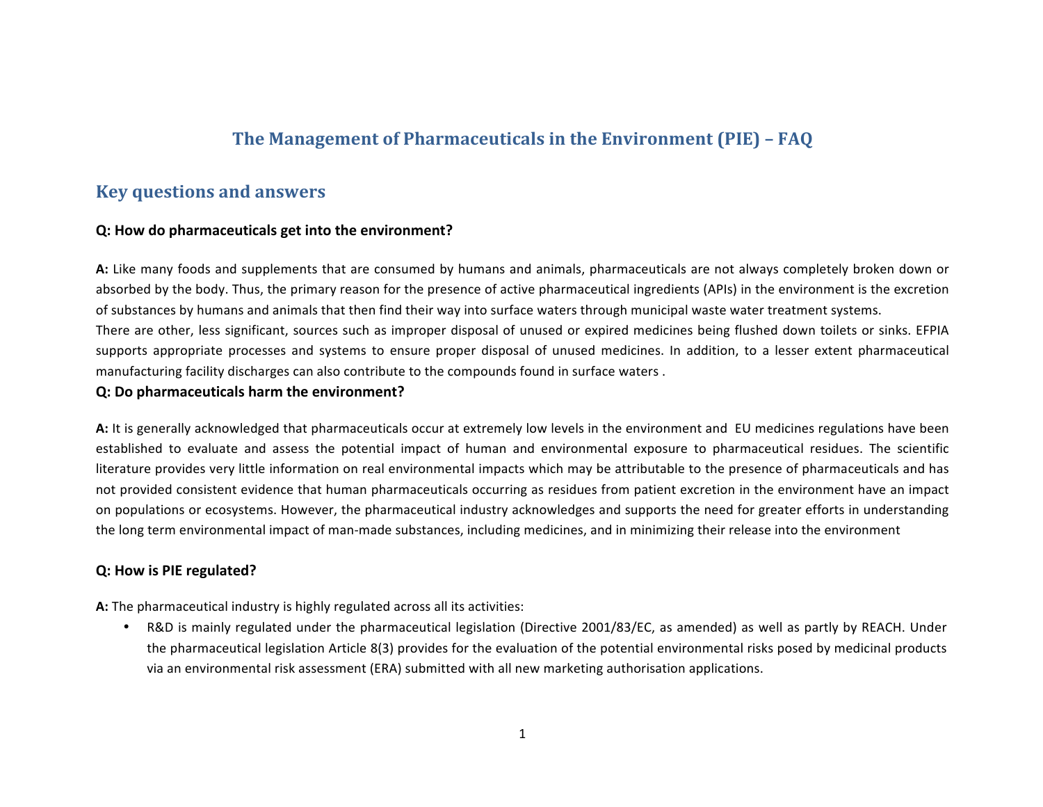# The Management of Pharmaceuticals in the Environment (PIE) – FAQ

## Key questions and answers

**Q: How do pharmaceuticals get into the environment?**

**A:** Like many foods and supplements that are consumed by humans and animals, pharmaceuticals are not always completely broken down or absorbed by the body. Thus, the primary reason for the presence of active pharmaceutical ingredients (APIs) in the environment is the excretion of substances by humans and animals that then find their way into surface waters through municipal waste water treatment systems.

There are other, less significant, sources such as improper disposal of unused or expired medicines being flushed down toilets or sinks. EFPIA supports appropriate processes and systems to ensure proper disposal of unused medicines. In addition, to a lesser extent pharmaceutical manufacturing facility discharges can also contribute to the compounds found in surface waters .

**Q: Do pharmaceuticals harm the environment?**

**A:** It is generally acknowledged that pharmaceuticals occur at extremely low levels in the environment and EU medicines regulations have been established to evaluate and assess the potential impact of human and environmental exposure to pharmaceutical residues. The scientific literature provides very little information on real environmental impacts which may be attributable to the presence of pharmaceuticals and has not provided consistent evidence that human pharmaceuticals occurring as residues from patient excretion in the environment have an impact on populations or ecosystems. However, the pharmaceutical industry acknowledges and supports the need for greater efforts in understanding the long term environmental impact of man-made substances, including medicines, and in minimizing their release into the environment

**Q: How is PIE regulated?**

**A:** The pharmaceutical industry is highly regulated across all its activities:

- R&D is mainly regulated under the pharmaceutical legislation (Directive 2001/83/EC, as amended) as well as partly by REACH. Under the pharmaceutical legislation Article 8(3) provides for the evaluation of the potential environmental risks posed by medicinal products via an environmental risk assessment (ERA) submitted with all new marketing authorisation applications.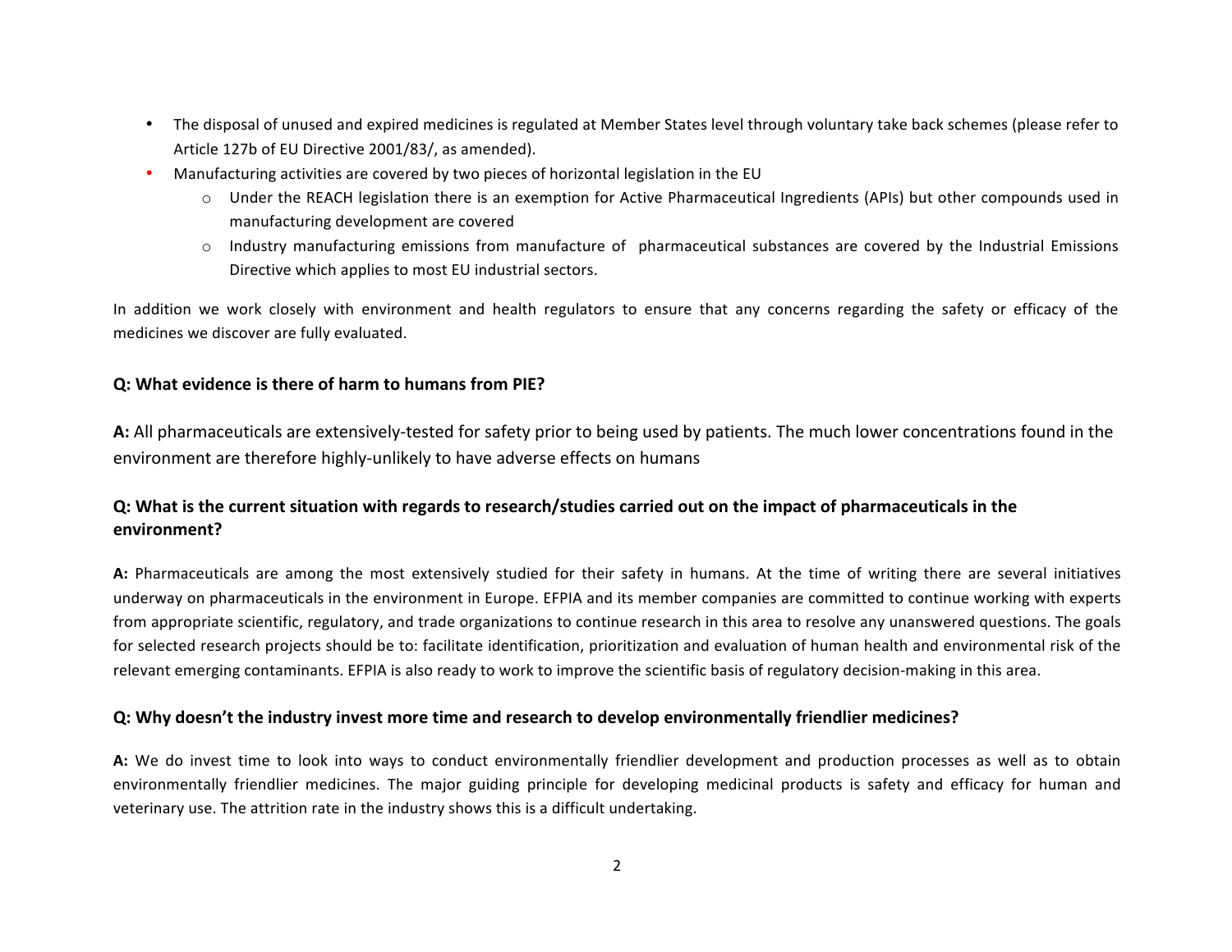- The disposal of unused and expired medicines is regulated at Member States level through voluntary take back schemes (please refer to Article 127b of EU Directive 2001/83/, as amended).
- Manufacturing activities are covered by two pieces of horizontal legislation in the EU
  - Under the REACH legislation there is an exemption for Active Pharmaceutical Ingredients (APIs) but other compounds used in manufacturing development are covered
  - Industry manufacturing emissions from manufacture of pharmaceutical substances are covered by the Industrial Emissions Directive which applies to most EU industrial sectors.

In addition we work closely with environment and health regulators to ensure that any concerns regarding the safety or efficacy of the medicines we discover are fully evaluated.

**Q: What evidence is there of harm to humans from PIE?**

**A:** All pharmaceuticals are extensively-tested for safety prior to being used by patients. The much lower concentrations found in the environment are therefore highly-unlikely to have adverse effects on humans

**Q: What is the current situation with regards to research/studies carried out on the impact of pharmaceuticals in the environment?**

**A:** Pharmaceuticals are among the most extensively studied for their safety in humans. At the time of writing there are several initiatives underway on pharmaceuticals in the environment in Europe. EFPIA and its member companies are committed to continue working with experts from appropriate scientific, regulatory, and trade organizations to continue research in this area to resolve any unanswered questions. The goals for selected research projects should be to: facilitate identification, prioritization and evaluation of human health and environmental risk of the relevant emerging contaminants. EFPIA is also ready to work to improve the scientific basis of regulatory decision-making in this area.

**Q: Why doesn't the industry invest more time and research to develop environmentally friendlier medicines?**

**A:** We do invest time to look into ways to conduct environmentally friendlier development and production processes as well as to obtain environmentally friendlier medicines. The major guiding principle for developing medicinal products is safety and efficacy for human and veterinary use. The attrition rate in the industry shows this is a difficult undertaking.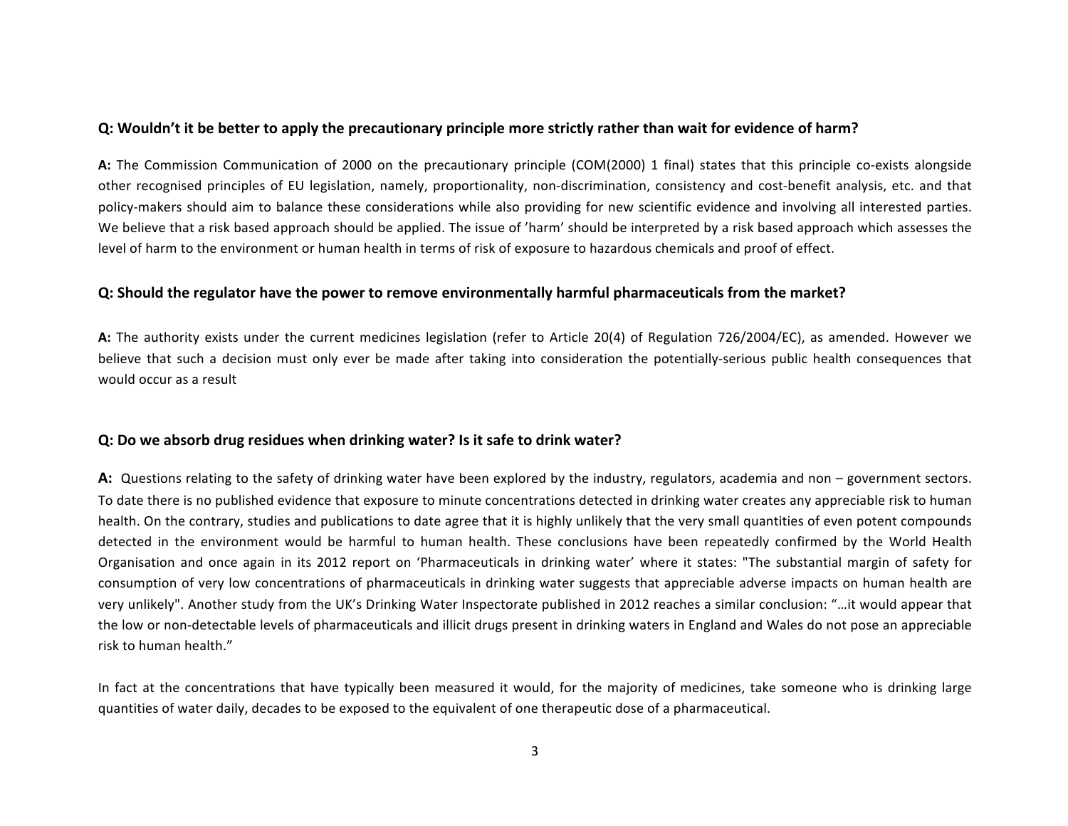**Q: Wouldn't it be better to apply the precautionary principle more strictly rather than wait for evidence of harm?**

**A:** The Commission Communication of 2000 on the precautionary principle (COM(2000) 1 final) states that this principle co-exists alongside other recognised principles of EU legislation, namely, proportionality, non-discrimination, consistency and cost-benefit analysis, etc. and that policy-makers should aim to balance these considerations while also providing for new scientific evidence and involving all interested parties. We believe that a risk based approach should be applied. The issue of 'harm' should be interpreted by a risk based approach which assesses the level of harm to the environment or human health in terms of risk of exposure to hazardous chemicals and proof of effect.

**Q: Should the regulator have the power to remove environmentally harmful pharmaceuticals from the market?**

**A:** The authority exists under the current medicines legislation (refer to Article 20(4) of Regulation 726/2004/EC), as amended. However we believe that such a decision must only ever be made after taking into consideration the potentially-serious public health consequences that would occur as a result

**Q: Do we absorb drug residues when drinking water? Is it safe to drink water?**

**A:** Questions relating to the safety of drinking water have been explored by the industry, regulators, academia and non – government sectors. To date there is no published evidence that exposure to minute concentrations detected in drinking water creates any appreciable risk to human health. On the contrary, studies and publications to date agree that it is highly unlikely that the very small quantities of even potent compounds detected in the environment would be harmful to human health. These conclusions have been repeatedly confirmed by the World Health Organisation and once again in its 2012 report on 'Pharmaceuticals in drinking water' where it states: "The substantial margin of safety for consumption of very low concentrations of pharmaceuticals in drinking water suggests that appreciable adverse impacts on human health are very unlikely". Another study from the UK's Drinking Water Inspectorate published in 2012 reaches a similar conclusion: "…it would appear that the low or non-detectable levels of pharmaceuticals and illicit drugs present in drinking waters in England and Wales do not pose an appreciable risk to human health."

In fact at the concentrations that have typically been measured it would, for the majority of medicines, take someone who is drinking large quantities of water daily, decades to be exposed to the equivalent of one therapeutic dose of a pharmaceutical.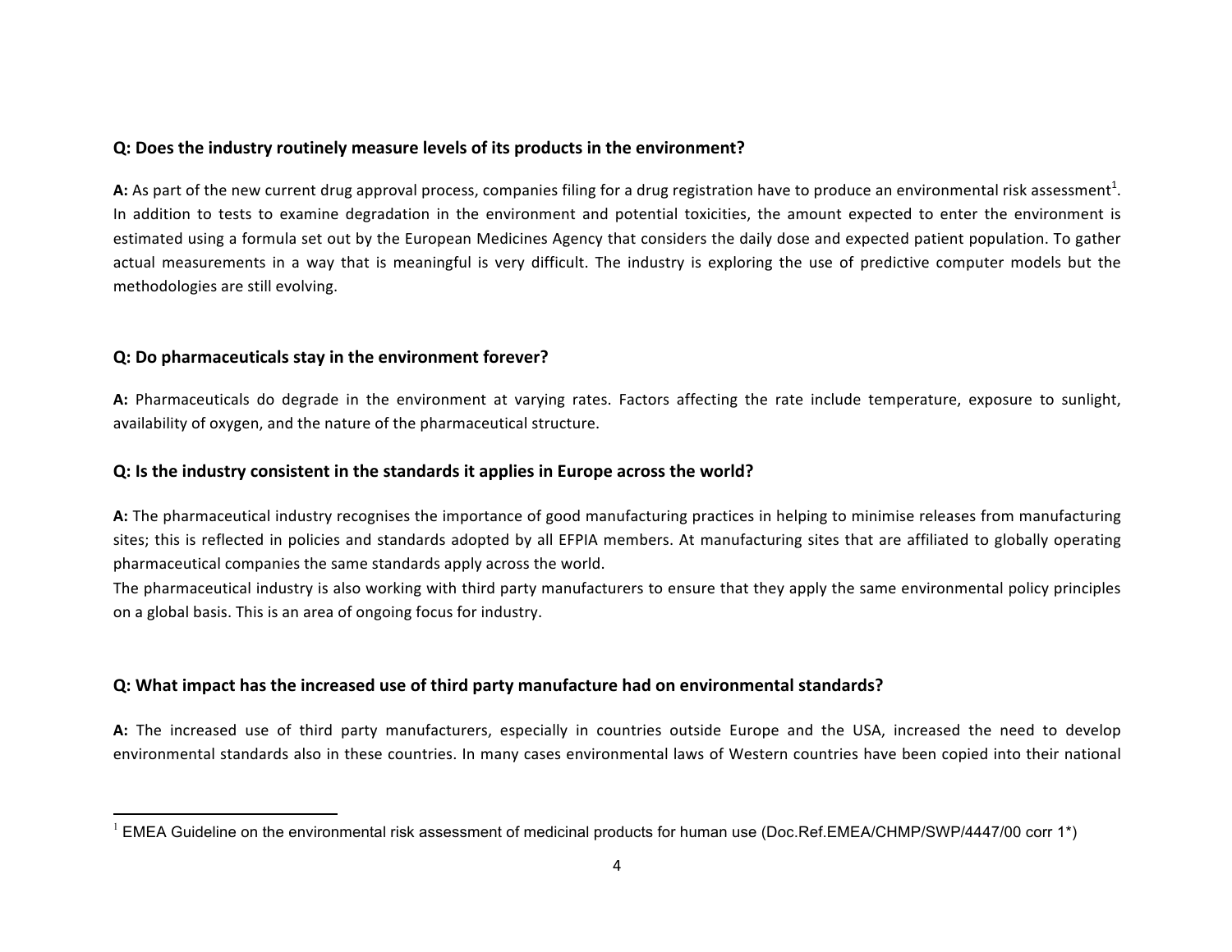**Q: Does the industry routinely measure levels of its products in the environment?**

**A:** As part of the new current drug approval process, companies filing for a drug registration have to produce an environmental risk assessment[1]. In addition to tests to examine degradation in the environment and potential toxicities, the amount expected to enter the environment is estimated using a formula set out by the European Medicines Agency that considers the daily dose and expected patient population. To gather actual measurements in a way that is meaningful is very difficult. The industry is exploring the use of predictive computer models but the methodologies are still evolving.

**Q: Do pharmaceuticals stay in the environment forever?**

**A:** Pharmaceuticals do degrade in the environment at varying rates. Factors affecting the rate include temperature, exposure to sunlight, availability of oxygen, and the nature of the pharmaceutical structure.

**Q: Is the industry consistent in the standards it applies in Europe across the world?**

**A:** The pharmaceutical industry recognises the importance of good manufacturing practices in helping to minimise releases from manufacturing sites; this is reflected in policies and standards adopted by all EFPIA members. At manufacturing sites that are affiliated to globally operating pharmaceutical companies the same standards apply across the world.

The pharmaceutical industry is also working with third party manufacturers to ensure that they apply the same environmental policy principles on a global basis. This is an area of ongoing focus for industry.

**Q: What impact has the increased use of third party manufacture had on environmental standards?**

**A:** The increased use of third party manufacturers, especially in countries outside Europe and the USA, increased the need to develop environmental standards also in these countries. In many cases environmental laws of Western countries have been copied into their national

[1] EMEA Guideline on the environmental risk assessment of medicinal products for human use (Doc.Ref.EMEA/CHMP/SWP/4447/00 corr 1*)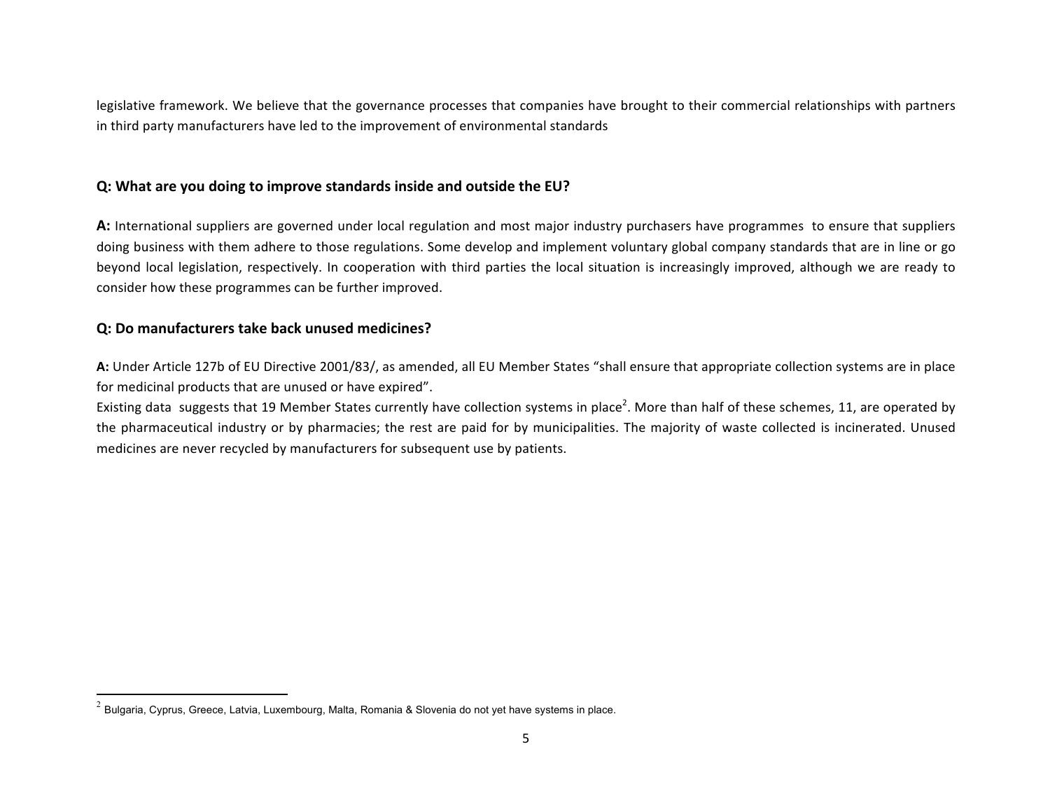legislative framework. We believe that the governance processes that companies have brought to their commercial relationships with partners in third party manufacturers have led to the improvement of environmental standards

**Q: What are you doing to improve standards inside and outside the EU?**

**A:** International suppliers are governed under local regulation and most major industry purchasers have programmes to ensure that suppliers doing business with them adhere to those regulations. Some develop and implement voluntary global company standards that are in line or go beyond local legislation, respectively. In cooperation with third parties the local situation is increasingly improved, although we are ready to consider how these programmes can be further improved.

**Q: Do manufacturers take back unused medicines?**

**A:** Under Article 127b of EU Directive 2001/83/, as amended, all EU Member States "shall ensure that appropriate collection systems are in place for medicinal products that are unused or have expired".

Existing data suggests that 19 Member States currently have collection systems in place[2]. More than half of these schemes, 11, are operated by the pharmaceutical industry or by pharmacies; the rest are paid for by municipalities. The majority of waste collected is incinerated. Unused medicines are never recycled by manufacturers for subsequent use by patients.

[2] Bulgaria, Cyprus, Greece, Latvia, Luxembourg, Malta, Romania & Slovenia do not yet have systems in place.